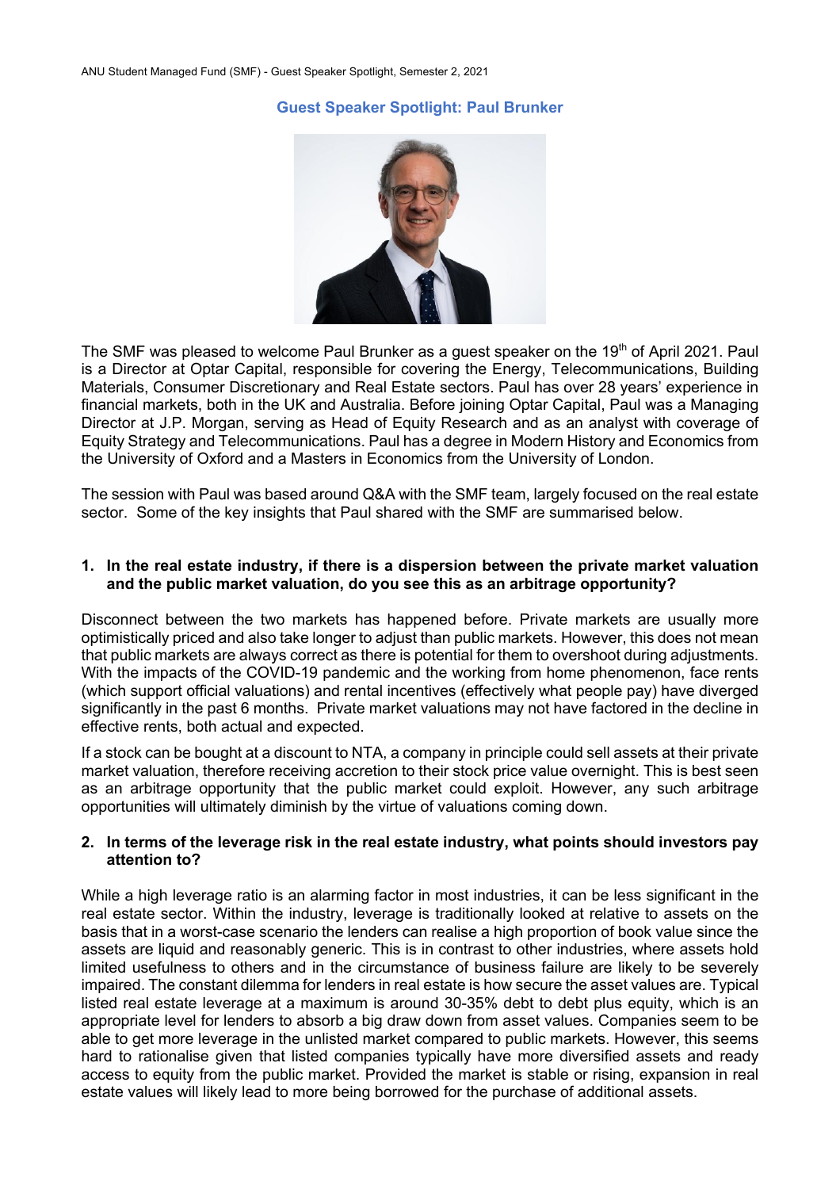## Guest Speaker Spotlight: Paul Brunker

The SMF was pleased to welcome Paul Brunker as a guest speaker on the 19th of April 2021. Paul is a Director at Optar Capital, responsible for covering the Energy, Telecommunications, Building Materials, Consumer Discretionary and Real Estate sectors. Paul has over 28 years' experience in financial markets, both in the UK and Australia. Before joining Optar Capital, Paul was a Managing Director at J.P. Morgan, serving as Head of Equity Research and as an analyst with coverage of Equity Strategy and Telecommunications. Paul has a degree in Modern History and Economics from the University of Oxford and a Masters in Economics from the University of London.

The session with Paul was based around Q&A with the SMF team, largely focused on the real estate sector. Some of the key insights that Paul shared with the SMF are summarised below.

**1. In the real estate industry, if there is a dispersion between the private market valuation and the public market valuation, do you see this as an arbitrage opportunity?**

Disconnect between the two markets has happened before. Private markets are usually more optimistically priced and also take longer to adjust than public markets. However, this does not mean that public markets are always correct as there is potential for them to overshoot during adjustments. With the impacts of the COVID-19 pandemic and the working from home phenomenon, face rents (which support official valuations) and rental incentives (effectively what people pay) have diverged significantly in the past 6 months. Private market valuations may not have factored in the decline in effective rents, both actual and expected.

If a stock can be bought at a discount to NTA, a company in principle could sell assets at their private market valuation, therefore receiving accretion to their stock price value overnight. This is best seen as an arbitrage opportunity that the public market could exploit. However, any such arbitrage opportunities will ultimately diminish by the virtue of valuations coming down.

**2. In terms of the leverage risk in the real estate industry, what points should investors pay attention to?**

While a high leverage ratio is an alarming factor in most industries, it can be less significant in the real estate sector. Within the industry, leverage is traditionally looked at relative to assets on the basis that in a worst-case scenario the lenders can realise a high proportion of book value since the assets are liquid and reasonably generic. This is in contrast to other industries, where assets hold limited usefulness to others and in the circumstance of business failure are likely to be severely impaired. The constant dilemma for lenders in real estate is how secure the asset values are. Typical listed real estate leverage at a maximum is around 30-35% debt to debt plus equity, which is an appropriate level for lenders to absorb a big draw down from asset values. Companies seem to be able to get more leverage in the unlisted market compared to public markets. However, this seems hard to rationalise given that listed companies typically have more diversified assets and ready access to equity from the public market. Provided the market is stable or rising, expansion in real estate values will likely lead to more being borrowed for the purchase of additional assets.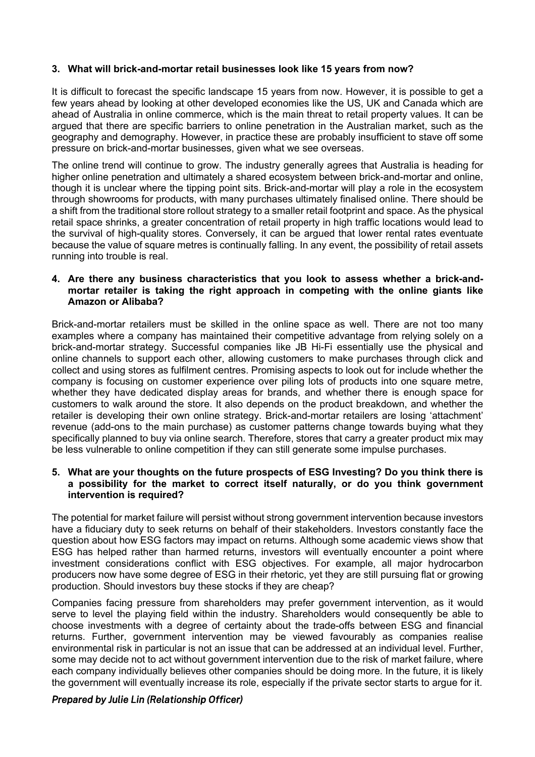**3. What will brick-and-mortar retail businesses look like 15 years from now?**

It is difficult to forecast the specific landscape 15 years from now. However, it is possible to get a few years ahead by looking at other developed economies like the US, UK and Canada which are ahead of Australia in online commerce, which is the main threat to retail property values. It can be argued that there are specific barriers to online penetration in the Australian market, such as the geography and demography. However, in practice these are probably insufficient to stave off some pressure on brick-and-mortar businesses, given what we see overseas.

The online trend will continue to grow. The industry generally agrees that Australia is heading for higher online penetration and ultimately a shared ecosystem between brick-and-mortar and online, though it is unclear where the tipping point sits. Brick-and-mortar will play a role in the ecosystem through showrooms for products, with many purchases ultimately finalised online. There should be a shift from the traditional store rollout strategy to a smaller retail footprint and space. As the physical retail space shrinks, a greater concentration of retail property in high traffic locations would lead to the survival of high-quality stores. Conversely, it can be argued that lower rental rates eventuate because the value of square metres is continually falling. In any event, the possibility of retail assets running into trouble is real.

**4. Are there any business characteristics that you look to assess whether a brick-and-mortar retailer is taking the right approach in competing with the online giants like Amazon or Alibaba?**

Brick-and-mortar retailers must be skilled in the online space as well. There are not too many examples where a company has maintained their competitive advantage from relying solely on a brick-and-mortar strategy. Successful companies like JB Hi-Fi essentially use the physical and online channels to support each other, allowing customers to make purchases through click and collect and using stores as fulfilment centres. Promising aspects to look out for include whether the company is focusing on customer experience over piling lots of products into one square metre, whether they have dedicated display areas for brands, and whether there is enough space for customers to walk around the store. It also depends on the product breakdown, and whether the retailer is developing their own online strategy. Brick-and-mortar retailers are losing 'attachment' revenue (add-ons to the main purchase) as customer patterns change towards buying what they specifically planned to buy via online search. Therefore, stores that carry a greater product mix may be less vulnerable to online competition if they can still generate some impulse purchases.

**5. What are your thoughts on the future prospects of ESG Investing? Do you think there is a possibility for the market to correct itself naturally, or do you think government intervention is required?**

The potential for market failure will persist without strong government intervention because investors have a fiduciary duty to seek returns on behalf of their stakeholders. Investors constantly face the question about how ESG factors may impact on returns. Although some academic views show that ESG has helped rather than harmed returns, investors will eventually encounter a point where investment considerations conflict with ESG objectives. For example, all major hydrocarbon producers now have some degree of ESG in their rhetoric, yet they are still pursuing flat or growing production. Should investors buy these stocks if they are cheap?

Companies facing pressure from shareholders may prefer government intervention, as it would serve to level the playing field within the industry. Shareholders would consequently be able to choose investments with a degree of certainty about the trade-offs between ESG and financial returns. Further, government intervention may be viewed favourably as companies realise environmental risk in particular is not an issue that can be addressed at an individual level. Further, some may decide not to act without government intervention due to the risk of market failure, where each company individually believes other companies should be doing more. In the future, it is likely the government will eventually increase its role, especially if the private sector starts to argue for it.

***Prepared by Julie Lin (Relationship Officer)***